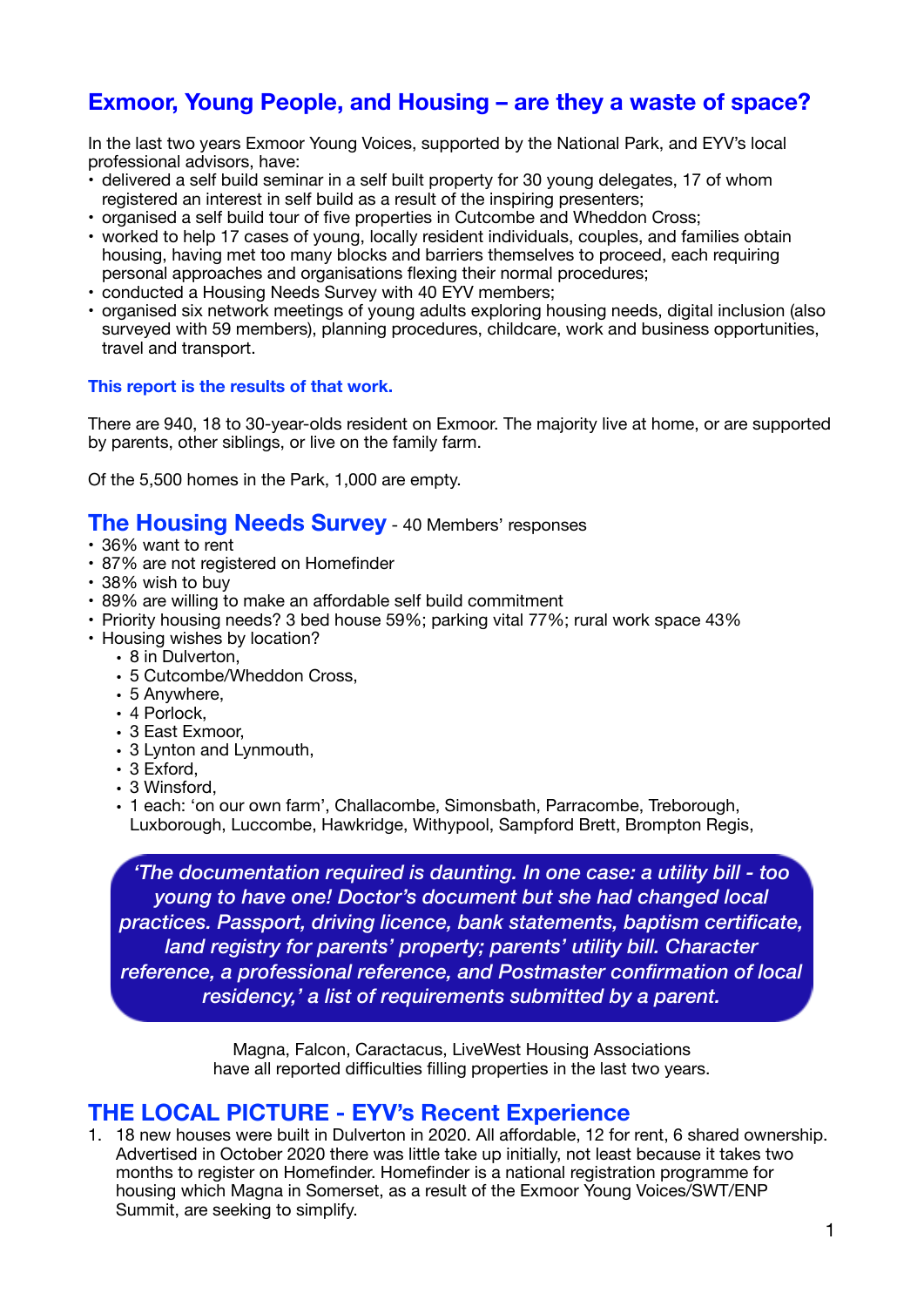## Exmoor, Young People, and Housing – are they a waste of space?

In the last two years Exmoor Young Voices, supported by the National Park, and EYV's local professional advisors, have:

- delivered a self build seminar in a self built property for 30 young delegates, 17 of whom registered an interest in self build as a result of the inspiring presenters;
- organised a self build tour of five properties in Cutcombe and Wheddon Cross;
- worked to help 17 cases of young, locally resident individuals, couples, and families obtain housing, having met too many blocks and barriers themselves to proceed, each requiring personal approaches and organisations flexing their normal procedures;
- conducted a Housing Needs Survey with 40 EYV members;
- organised six network meetings of young adults exploring housing needs, digital inclusion (also surveyed with 59 members), planning procedures, childcare, work and business opportunities, travel and transport.

**This report is the results of that work.**

There are 940, 18 to 30-year-olds resident on Exmoor. The majority live at home, or are supported by parents, other siblings, or live on the family farm.

Of the 5,500 homes in the Park, 1,000 are empty.

## The Housing Needs Survey - 40 Members' responses

- 36% want to rent
- 87% are not registered on Homefinder
- 38% wish to buy
- 89% are willing to make an affordable self build commitment
- Priority housing needs? 3 bed house 59%; parking vital 77%; rural work space 43%
- Housing wishes by location?
  - 8 in Dulverton,
  - 5 Cutcombe/Wheddon Cross,
  - 5 Anywhere,
  - 4 Porlock,
  - 3 East Exmoor,
  - 3 Lynton and Lynmouth,
  - 3 Exford,
  - 3 Winsford,
  - 1 each: 'on our own farm', Challacombe, Simonsbath, Parracombe, Treborough, Luxborough, Luccombe, Hawkridge, Withypool, Sampford Brett, Brompton Regis,

> *'The documentation required is daunting. In one case: a utility bill - too young to have one! Doctor's document but she had changed local practices. Passport, driving licence, bank statements, baptism certificate, land registry for parents' property; parents' utility bill. Character reference, a professional reference, and Postmaster confirmation of local residency,' a list of requirements submitted by a parent.*

Magna, Falcon, Caractacus, LiveWest Housing Associations have all reported difficulties filling properties in the last two years.

## THE LOCAL PICTURE - EYV's Recent Experience

1. 18 new houses were built in Dulverton in 2020. All affordable, 12 for rent, 6 shared ownership. Advertised in October 2020 there was little take up initially, not least because it takes two months to register on Homefinder. Homefinder is a national registration programme for housing which Magna in Somerset, as a result of the Exmoor Young Voices/SWT/ENP Summit, are seeking to simplify.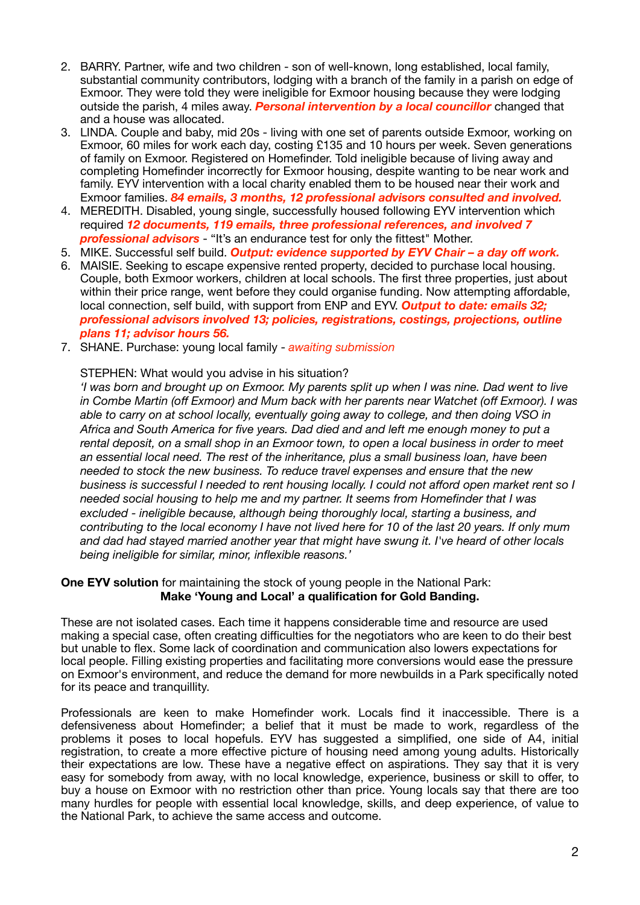2. BARRY. Partner, wife and two children - son of well-known, long established, local family, substantial community contributors, lodging with a branch of the family in a parish on edge of Exmoor. They were told they were ineligible for Exmoor housing because they were lodging outside the parish, 4 miles away. ***Personal intervention by a local councillor*** changed that and a house was allocated.
3. LINDA. Couple and baby, mid 20s - living with one set of parents outside Exmoor, working on Exmoor, 60 miles for work each day, costing £135 and 10 hours per week. Seven generations of family on Exmoor. Registered on Homefinder. Told ineligible because of living away and completing Homefinder incorrectly for Exmoor housing, despite wanting to be near work and family. EYV intervention with a local charity enabled them to be housed near their work and Exmoor families. ***84 emails, 3 months, 12 professional advisors consulted and involved.***
4. MEREDITH. Disabled, young single, successfully housed following EYV intervention which required ***12 documents, 119 emails, three professional references, and involved 7 professional advisors*** - "It's an endurance test for only the fittest" Mother.
5. MIKE. Successful self build. ***Output: evidence supported by EYV Chair – a day off work.***
6. MAISIE. Seeking to escape expensive rented property, decided to purchase local housing. Couple, both Exmoor workers, children at local schools. The first three properties, just about within their price range, went before they could organise funding. Now attempting affordable, local connection, self build, with support from ENP and EYV. ***Output to date: emails 32; professional advisors involved 13; policies, registrations, costings, projections, outline plans 11; advisor hours 56.***
7. SHANE. Purchase: young local family - *awaiting submission*

   STEPHEN: What would you advise in his situation?
   *'I was born and brought up on Exmoor. My parents split up when I was nine. Dad went to live in Combe Martin (off Exmoor) and Mum back with her parents near Watchet (off Exmoor). I was able to carry on at school locally, eventually going away to college, and then doing VSO in Africa and South America for five years. Dad died and and left me enough money to put a rental deposit, on a small shop in an Exmoor town, to open a local business in order to meet an essential local need. The rest of the inheritance, plus a small business loan, have been needed to stock the new business. To reduce travel expenses and ensure that the new business is successful I needed to rent housing locally. I could not afford open market rent so I needed social housing to help me and my partner. It seems from Homefinder that I was excluded - ineligible because, although being thoroughly local, starting a business, and contributing to the local economy I have not lived here for 10 of the last 20 years. If only mum and dad had stayed married another year that might have swung it. I've heard of other locals being ineligible for similar, minor, inflexible reasons.'*

**One EYV solution** for maintaining the stock of young people in the National Park:
**Make 'Young and Local' a qualification for Gold Banding.**

These are not isolated cases. Each time it happens considerable time and resource are used making a special case, often creating difficulties for the negotiators who are keen to do their best but unable to flex. Some lack of coordination and communication also lowers expectations for local people. Filling existing properties and facilitating more conversions would ease the pressure on Exmoor's environment, and reduce the demand for more newbuilds in a Park specifically noted for its peace and tranquillity.

Professionals are keen to make Homefinder work. Locals find it inaccessible. There is a defensiveness about Homefinder; a belief that it must be made to work, regardless of the problems it poses to local hopefuls. EYV has suggested a simplified, one side of A4, initial registration, to create a more effective picture of housing need among young adults. Historically their expectations are low. These have a negative effect on aspirations. They say that it is very easy for somebody from away, with no local knowledge, experience, business or skill to offer, to buy a house on Exmoor with no restriction other than price. Young locals say that there are too many hurdles for people with essential local knowledge, skills, and deep experience, of value to the National Park, to achieve the same access and outcome.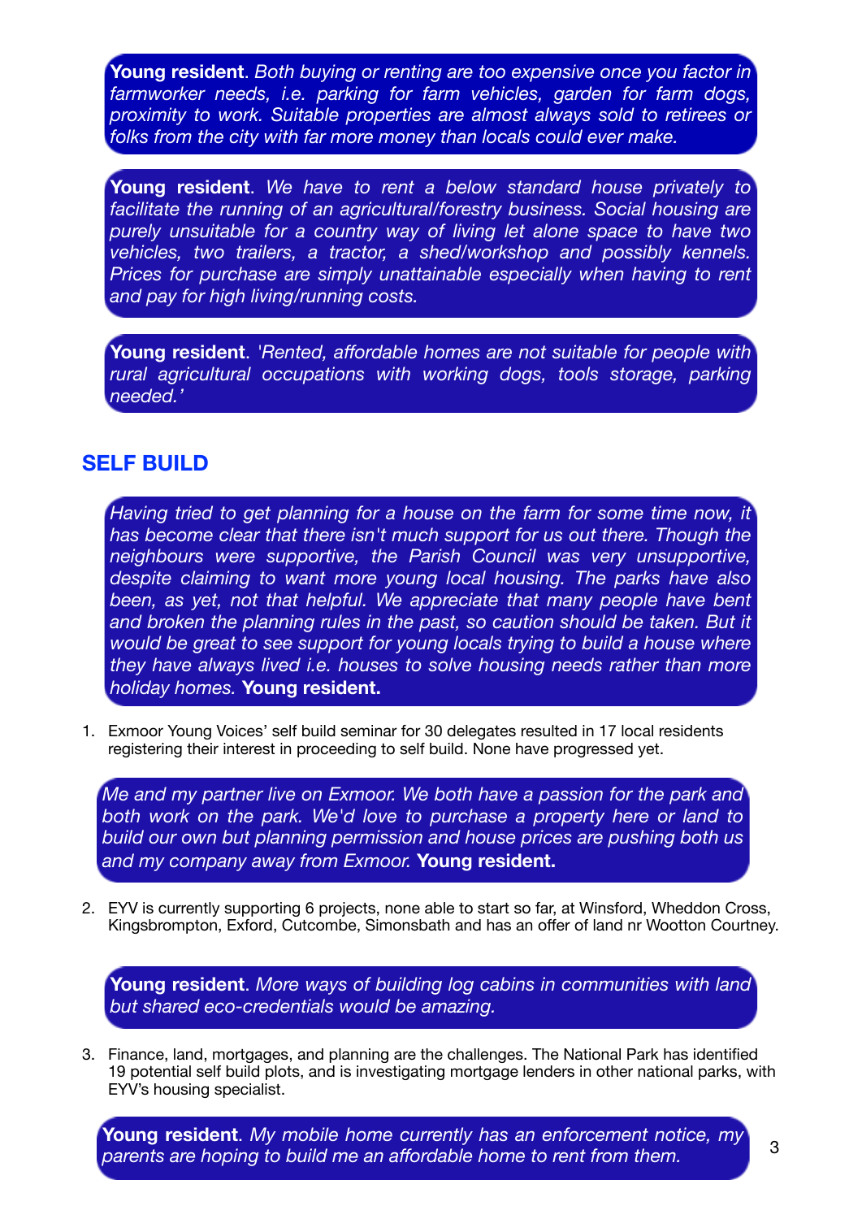> **Young resident**. *Both buying or renting are too expensive once you factor in farmworker needs, i.e. parking for farm vehicles, garden for farm dogs, proximity to work. Suitable properties are almost always sold to retirees or folks from the city with far more money than locals could ever make.*

> **Young resident**. *We have to rent a below standard house privately to facilitate the running of an agricultural/forestry business. Social housing are purely unsuitable for a country way of living let alone space to have two vehicles, two trailers, a tractor, a shed/workshop and possibly kennels. Prices for purchase are simply unattainable especially when having to rent and pay for high living/running costs.*

> **Young resident**. *'Rented, affordable homes are not suitable for people with rural agricultural occupations with working dogs, tools storage, parking needed.'*

## SELF BUILD

> *Having tried to get planning for a house on the farm for some time now, it has become clear that there isn't much support for us out there. Though the neighbours were supportive, the Parish Council was very unsupportive, despite claiming to want more young local housing. The parks have also been, as yet, not that helpful. We appreciate that many people have bent and broken the planning rules in the past, so caution should be taken. But it would be great to see support for young locals trying to build a house where they have always lived i.e. houses to solve housing needs rather than more holiday homes.* **Young resident.**

1. Exmoor Young Voices' self build seminar for 30 delegates resulted in 17 local residents registering their interest in proceeding to self build. None have progressed yet.

> *Me and my partner live on Exmoor. We both have a passion for the park and both work on the park. We'd love to purchase a property here or land to build our own but planning permission and house prices are pushing both us and my company away from Exmoor.* **Young resident.**

2. EYV is currently supporting 6 projects, none able to start so far, at Winsford, Wheddon Cross, Kingsbrompton, Exford, Cutcombe, Simonsbath and has an offer of land nr Wootton Courtney.

> **Young resident**. *More ways of building log cabins in communities with land but shared eco-credentials would be amazing.*

3. Finance, land, mortgages, and planning are the challenges. The National Park has identified 19 potential self build plots, and is investigating mortgage lenders in other national parks, with EYV's housing specialist.

> **Young resident**. *My mobile home currently has an enforcement notice, my parents are hoping to build me an affordable home to rent from them.*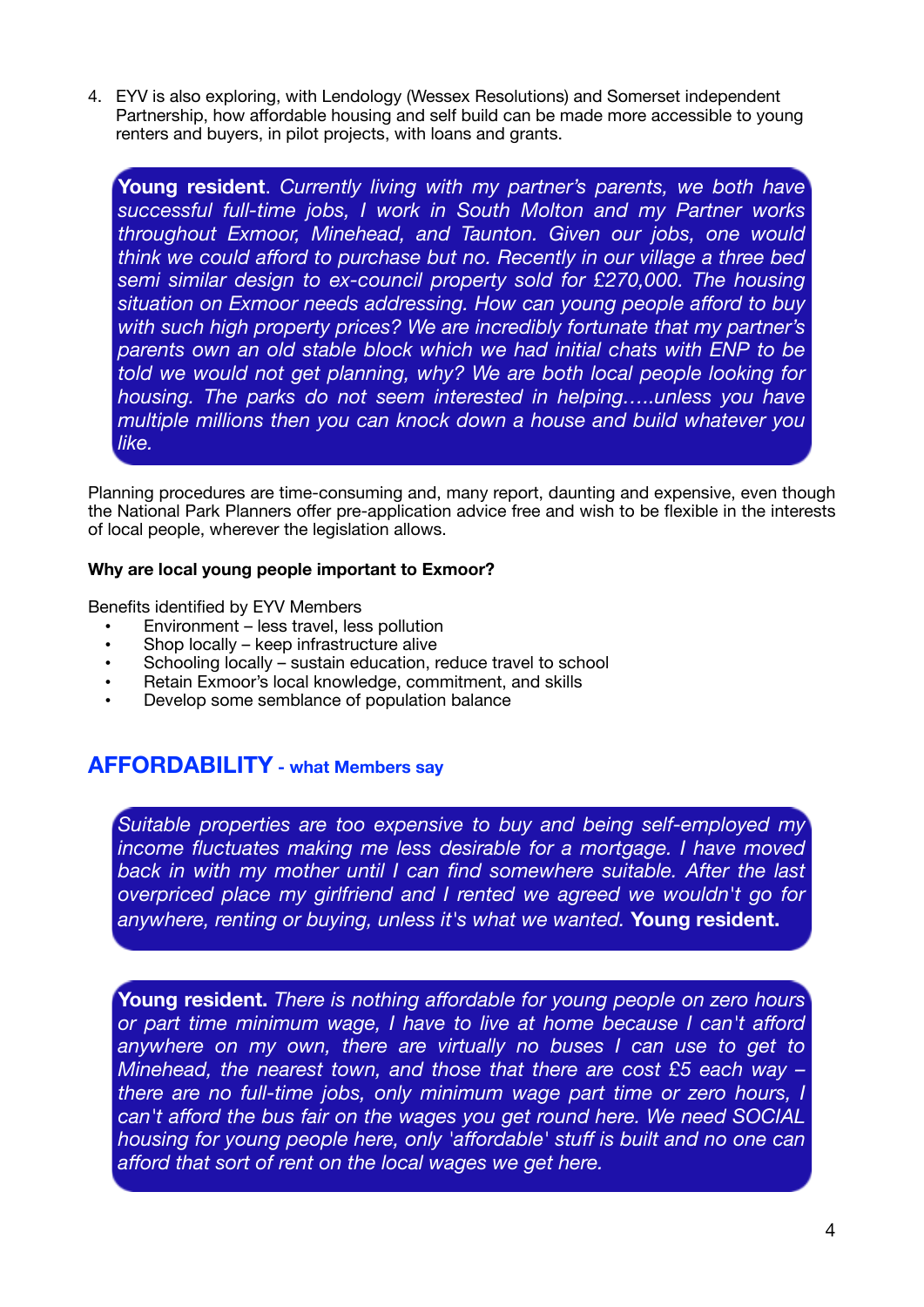4. EYV is also exploring, with Lendology (Wessex Resolutions) and Somerset independent Partnership, how affordable housing and self build can be made more accessible to young renters and buyers, in pilot projects, with loans and grants.

> **Young resident**. *Currently living with my partner's parents, we both have successful full-time jobs, I work in South Molton and my Partner works throughout Exmoor, Minehead, and Taunton. Given our jobs, one would think we could afford to purchase but no. Recently in our village a three bed semi similar design to ex-council property sold for £270,000. The housing situation on Exmoor needs addressing. How can young people afford to buy with such high property prices? We are incredibly fortunate that my partner's parents own an old stable block which we had initial chats with ENP to be told we would not get planning, why? We are both local people looking for housing. The parks do not seem interested in helping…..unless you have multiple millions then you can knock down a house and build whatever you like.*

Planning procedures are time-consuming and, many report, daunting and expensive, even though the National Park Planners offer pre-application advice free and wish to be flexible in the interests of local people, wherever the legislation allows.

**Why are local young people important to Exmoor?**

Benefits identified by EYV Members

- Environment – less travel, less pollution
- Shop locally – keep infrastructure alive
- Schooling locally – sustain education, reduce travel to school
- Retain Exmoor's local knowledge, commitment, and skills
- Develop some semblance of population balance

## AFFORDABILITY - what Members say

> *Suitable properties are too expensive to buy and being self-employed my income fluctuates making me less desirable for a mortgage. I have moved back in with my mother until I can find somewhere suitable. After the last overpriced place my girlfriend and I rented we agreed we wouldn't go for anywhere, renting or buying, unless it's what we wanted.* **Young resident.**

> **Young resident.** *There is nothing affordable for young people on zero hours or part time minimum wage, I have to live at home because I can't afford anywhere on my own, there are virtually no buses I can use to get to Minehead, the nearest town, and those that there are cost £5 each way – there are no full-time jobs, only minimum wage part time or zero hours, I can't afford the bus fair on the wages you get round here. We need SOCIAL housing for young people here, only 'affordable' stuff is built and no one can afford that sort of rent on the local wages we get here.*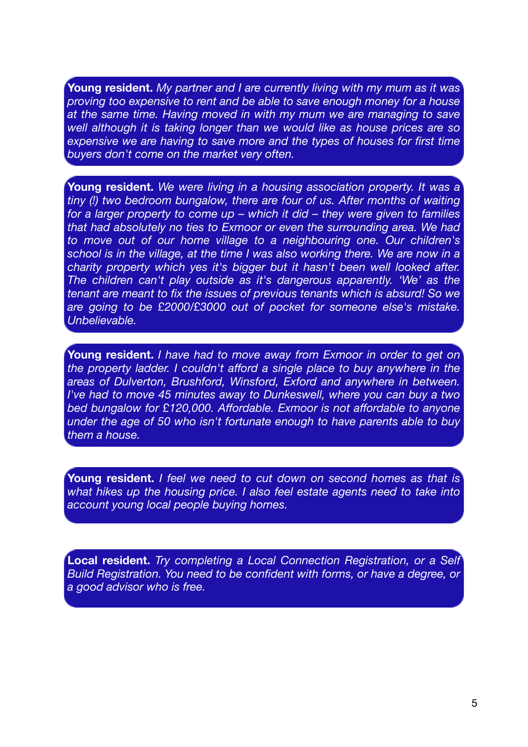**Young resident.** *My partner and I are currently living with my mum as it was proving too expensive to rent and be able to save enough money for a house at the same time. Having moved in with my mum we are managing to save well although it is taking longer than we would like as house prices are so expensive we are having to save more and the types of houses for first time buyers don't come on the market very often.*

**Young resident.** *We were living in a housing association property. It was a tiny (!) two bedroom bungalow, there are four of us. After months of waiting for a larger property to come up – which it did – they were given to families that had absolutely no ties to Exmoor or even the surrounding area. We had to move out of our home village to a neighbouring one. Our children's school is in the village, at the time I was also working there. We are now in a charity property which yes it's bigger but it hasn't been well looked after. The children can't play outside as it's dangerous apparently. 'We' as the tenant are meant to fix the issues of previous tenants which is absurd! So we are going to be £2000/£3000 out of pocket for someone else's mistake. Unbelievable.*

**Young resident.** *I have had to move away from Exmoor in order to get on the property ladder. I couldn't afford a single place to buy anywhere in the areas of Dulverton, Brushford, Winsford, Exford and anywhere in between. I've had to move 45 minutes away to Dunkeswell, where you can buy a two bed bungalow for £120,000. Affordable. Exmoor is not affordable to anyone under the age of 50 who isn't fortunate enough to have parents able to buy them a house.*

**Young resident.** *I feel we need to cut down on second homes as that is what hikes up the housing price. I also feel estate agents need to take into account young local people buying homes.*

**Local resident.** *Try completing a Local Connection Registration, or a Self Build Registration. You need to be confident with forms, or have a degree, or a good advisor who is free.*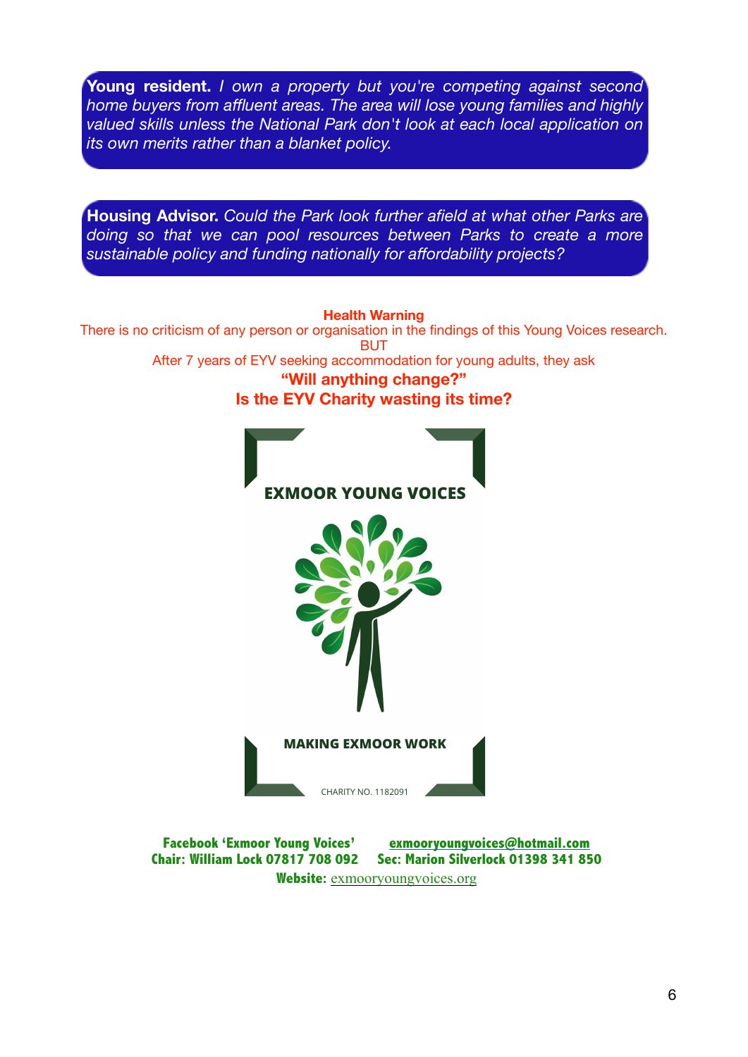**Young resident.** *I own a property but you're competing against second home buyers from affluent areas. The area will lose young families and highly valued skills unless the National Park don't look at each local application on its own merits rather than a blanket policy.*

**Housing Advisor.** *Could the Park look further afield at what other Parks are doing so that we can pool resources between Parks to create a more sustainable policy and funding nationally for affordability projects?*

**Health Warning**

There is no criticism of any person or organisation in the findings of this Young Voices research.

BUT

After 7 years of EYV seeking accommodation for young adults, they ask

**"Will anything change?"**

**Is the EYV Charity wasting its time?**

EXMOOR YOUNG VOICES

MAKING EXMOOR WORK

CHARITY NO. 1182091

**Facebook 'Exmoor Young Voices'** **exmooryoungvoices@hotmail.com**

**Chair: William Lock 07817 708 092** **Sec: Marion Silverlock 01398 341 850**

**Website:** exmooryoungvoices.org